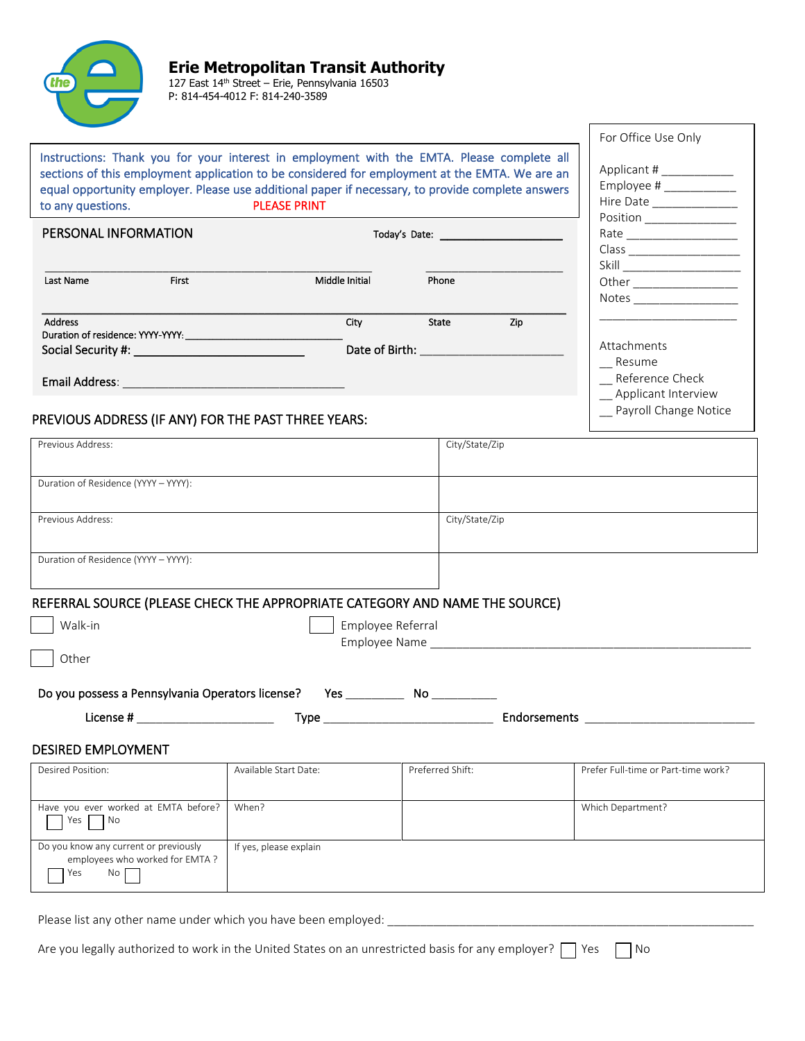# Erie Metropolitan Transit Authority

127 East 14th Street – Erie, Pennsylvania 16503
P: 814-454-4012 F: 814-240-3589

Instructions: Thank you for your interest in employment with the EMTA. Please complete all sections of this employment application to be considered for employment at the EMTA. We are an equal opportunity employer. Please use additional paper if necessary, to provide complete answers to any questions. PLEASE PRINT

**For Office Use Only**

Applicant # ___________
Employee # ___________
Hire Date _____________
Position ______________
Rate _________________
Class _________________
Skill __________________
Other ________________
Notes ________________
______________________

Attachments
__ Resume
__ Reference Check
__ Applicant Interview
__ Payroll Change Notice

## PERSONAL INFORMATION

Today's Date: ____________________

_______________________________________________ ____________________
Last Name First Middle Initial Phone

___________________________________________________________________________
Address City State Zip

Duration of residence: YYYY-YYYY: ___________________________

Social Security #: ___________________________ Date of Birth: ______________________

Email Address: ___________________________________

## PREVIOUS ADDRESS (IF ANY) FOR THE PAST THREE YEARS:

| Previous Address: | City/State/Zip |
|---|---|
| Duration of Residence (YYYY – YYYY): | |
| Previous Address: | City/State/Zip |
| Duration of Residence (YYYY – YYYY): | |

## REFERRAL SOURCE (PLEASE CHECK THE APPROPRIATE CATEGORY AND NAME THE SOURCE)

☐ Walk-in ☐ Employee Referral
Employee Name ______________________________________________

☐ Other

Do you possess a Pennsylvania Operators license? Yes _________ No __________

License # ____________________ Type _________________________ Endorsements _________________________

## DESIRED EMPLOYMENT

| Desired Position: | Available Start Date: | Preferred Shift: | Prefer Full-time or Part-time work? |
|---|---|---|---|
| Have you ever worked at EMTA before? ☐ Yes ☐ No | When? | | Which Department? |
| Do you know any current or previously employees who worked for EMTA ? ☐ Yes No ☐ | If yes, please explain | | |

Please list any other name under which you have been employed: ___________________________________________________________

Are you legally authorized to work in the United States on an unrestricted basis for any employer? ☐ Yes ☐ No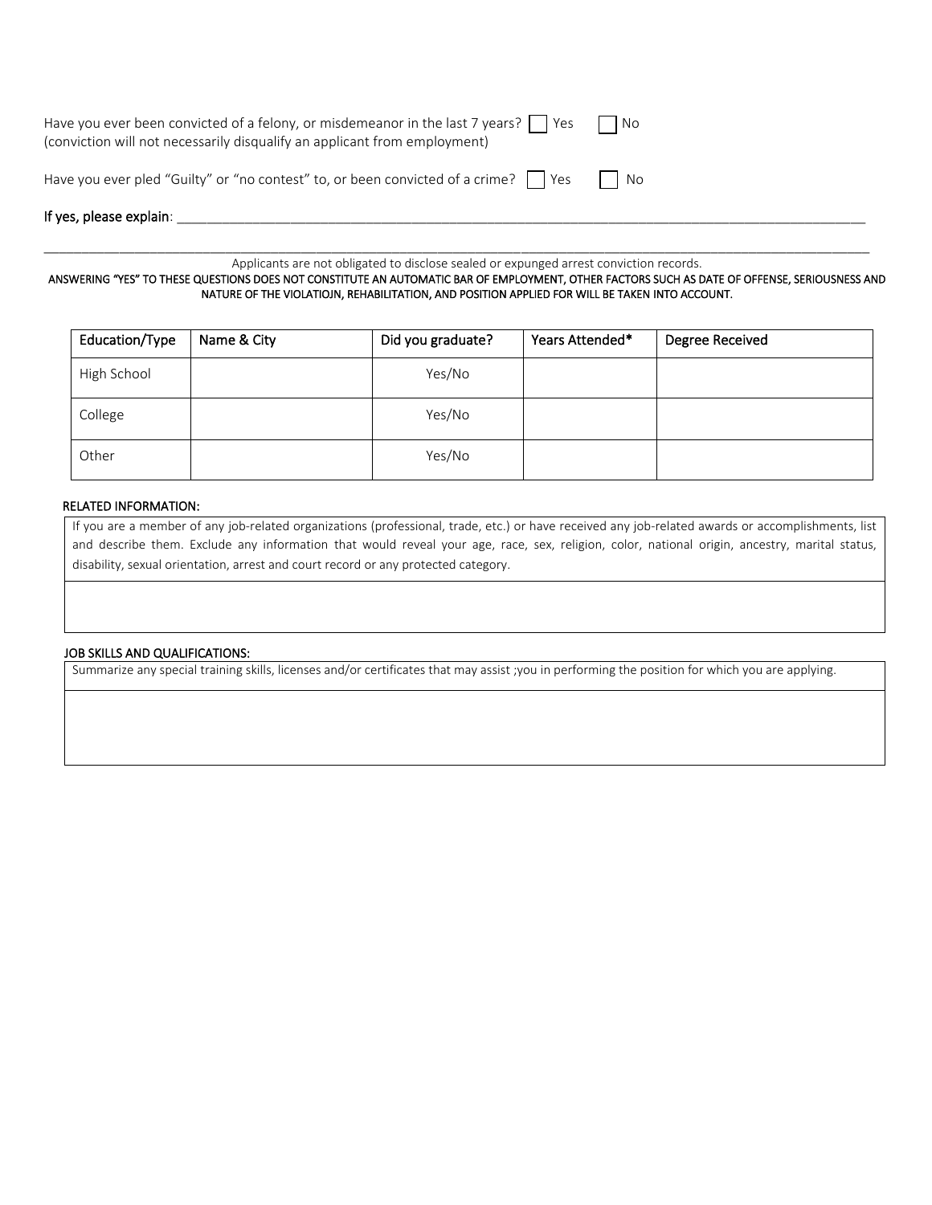Have you ever been convicted of a felony, or misdemeanor in the last 7 years? ☐ Yes ☐ No
(conviction will not necessarily disqualify an applicant from employment)

Have you ever pled "Guilty" or "no contest" to, or been convicted of a crime? ☐ Yes ☐ No

**If yes, please explain**: ______________________________________________________________________________

______________________________________________________________________________________________

Applicants are not obligated to disclose sealed or expunged arrest conviction records.

**ANSWERING "YES" TO THESE QUESTIONS DOES NOT CONSTITUTE AN AUTOMATIC BAR OF EMPLOYMENT, OTHER FACTORS SUCH AS DATE OF OFFENSE, SERIOUSNESS AND NATURE OF THE VIOLATIOJN, REHABILITATION, AND POSITION APPLIED FOR WILL BE TAKEN INTO ACCOUNT.**

| Education/Type | Name & City | Did you graduate? | Years Attended* | Degree Received |
|---|---|---|---|---|
| High School | | Yes/No | | |
| College | | Yes/No | | |
| Other | | Yes/No | | |

**RELATED INFORMATION:**

If you are a member of any job-related organizations (professional, trade, etc.) or have received any job-related awards or accomplishments, list and describe them. Exclude any information that would reveal your age, race, sex, religion, color, national origin, ancestry, marital status, disability, sexual orientation, arrest and court record or any protected category.

**JOB SKILLS AND QUALIFICATIONS:**

Summarize any special training skills, licenses and/or certificates that may assist ;you in performing the position for which you are applying.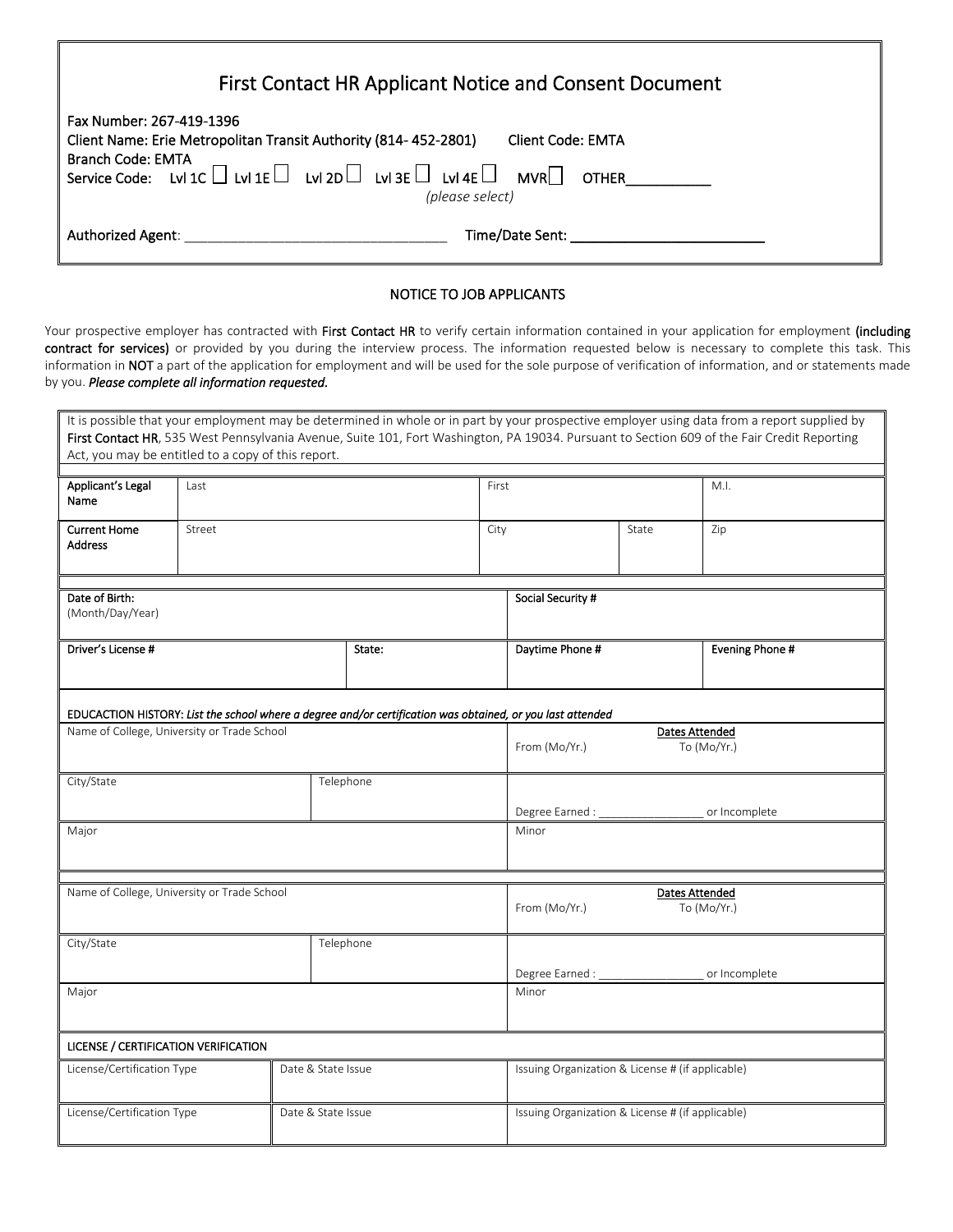# First Contact HR Applicant Notice and Consent Document

Fax Number: 267-419-1396
Client Name: Erie Metropolitan Transit Authority (814- 452-2801) Client Code: EMTA
Branch Code: EMTA
Service Code: Lvl 1C ☐ Lvl 1E ☐ Lvl 2D ☐ Lvl 3E ☐ Lvl 4E ☐ MVR☐ OTHER___________
*(please select)*

Authorized Agent: ___________________________________ Time/Date Sent: ___________________________

## NOTICE TO JOB APPLICANTS

Your prospective employer has contracted with **First Contact HR** to verify certain information contained in your application for employment **(including contract for services)** or provided by you during the interview process. The information requested below is necessary to complete this task. This information in **NOT** a part of the application for employment and will be used for the sole purpose of verification of information, and or statements made by you. ***Please complete all information requested.***

It is possible that your employment may be determined in whole or in part by your prospective employer using data from a report supplied by **First Contact HR**, 535 West Pennsylvania Avenue, Suite 101, Fort Washington, PA 19034. Pursuant to Section 609 of the Fair Credit Reporting Act, you may be entitled to a copy of this report.

| | | | | |
|---|---|---|---|---|
| Applicant's Legal Name | Last | First | | M.I. |
| Current Home Address | Street | City | State | Zip |

| | | | |
|---|---|---|---|
| Date of Birth: (Month/Day/Year) | | Social Security # | |
| Driver's License # | State: | Daytime Phone # | Evening Phone # |

**EDUCACTION HISTORY:** *List the school where a degree and/or certification was obtained, or you last attended*

| | | |
|---|---|---|
| Name of College, University or Trade School | | Dates Attended<br>From (Mo/Yr.) To (Mo/Yr.) |
| City/State | Telephone | Degree Earned : _________________ or Incomplete |
| Major | | Minor |

| | | |
|---|---|---|
| Name of College, University or Trade School | | Dates Attended<br>From (Mo/Yr.) To (Mo/Yr.) |
| City/State | Telephone | Degree Earned : _________________ or Incomplete |
| Major | | Minor |

**LICENSE / CERTIFICATION VERIFICATION**

| | | |
|---|---|---|
| License/Certification Type | Date & State Issue | Issuing Organization & License # (if applicable) |
| License/Certification Type | Date & State Issue | Issuing Organization & License # (if applicable) |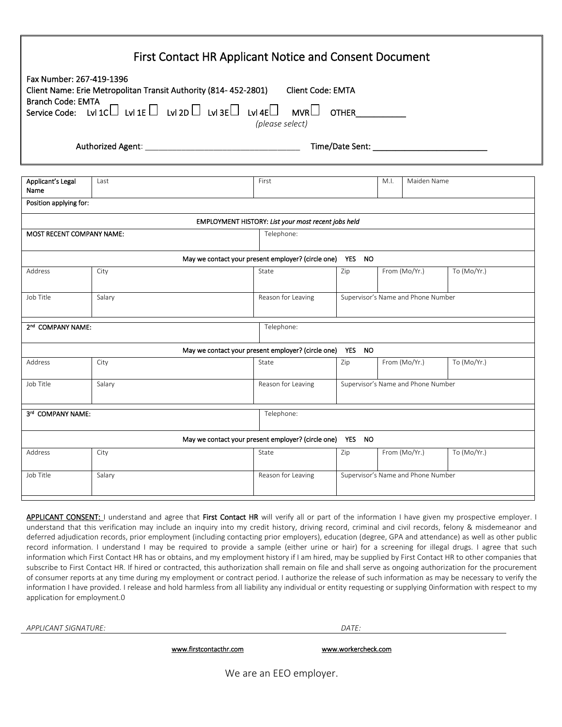# First Contact HR Applicant Notice and Consent Document

Fax Number: 267-419-1396
Client Name: Erie Metropolitan Transit Authority (814- 452-2801) Client Code: EMTA
Branch Code: EMTA
Service Code: Lvl 1C ☐ Lvl 1E ☐ Lvl 2D ☐ Lvl 3E ☐ Lvl 4E ☐ MVR ☐ OTHER___________
*(please select)*

Authorized Agent: ___________________________________ Time/Date Sent: __________________________

| Applicant's Legal Name | Last | | First | | M.I. | Maiden Name | |
|---|---|---|---|---|---|---|---|
| Position applying for: | | | | | | | |
| EMPLOYMENT HISTORY: *List your most recent jobs held* | | | | | | | |
| MOST RECENT COMPANY NAME: | | | Telephone: | | | | |
| May we contact your present employer? (circle one) YES NO | | | | | | | |
| Address | City | | State | Zip | From (Mo/Yr.) | | To (Mo/Yr.) |
| Job Title | Salary | | Reason for Leaving | Supervisor's Name and Phone Number | | | |
| 2nd COMPANY NAME: | | | Telephone: | | | | |
| May we contact your present employer? (circle one) YES NO | | | | | | | |
| Address | City | | State | Zip | From (Mo/Yr.) | | To (Mo/Yr.) |
| Job Title | Salary | | Reason for Leaving | Supervisor's Name and Phone Number | | | |
| 3rd COMPANY NAME: | | | Telephone: | | | | |
| May we contact your present employer? (circle one) YES NO | | | | | | | |
| Address | City | | State | Zip | From (Mo/Yr.) | | To (Mo/Yr.) |
| Job Title | Salary | | Reason for Leaving | Supervisor's Name and Phone Number | | | |

APPLICANT CONSENT: I understand and agree that **First Contact HR** will verify all or part of the information I have given my prospective employer. I understand that this verification may include an inquiry into my credit history, driving record, criminal and civil records, felony & misdemeanor and deferred adjudication records, prior employment (including contacting prior employers), education (degree, GPA and attendance) as well as other public record information. I understand I may be required to provide a sample (either urine or hair) for a screening for illegal drugs. I agree that such information which First Contact HR has or obtains, and my employment history if I am hired, may be supplied by First Contact HR to other companies that subscribe to First Contact HR. If hired or contracted, this authorization shall remain on file and shall serve as ongoing authorization for the procurement of consumer reports at any time during my employment or contract period. I authorize the release of such information as may be necessary to verify the information I have provided. I release and hold harmless from all liability any individual or entity requesting or supplying 0information with respect to my application for employment.0

*APPLICANT SIGNATURE:* ____________________________________________ *DATE:* ____________________

www.firstcontacthr.com www.workercheck.com

We are an EEO employer.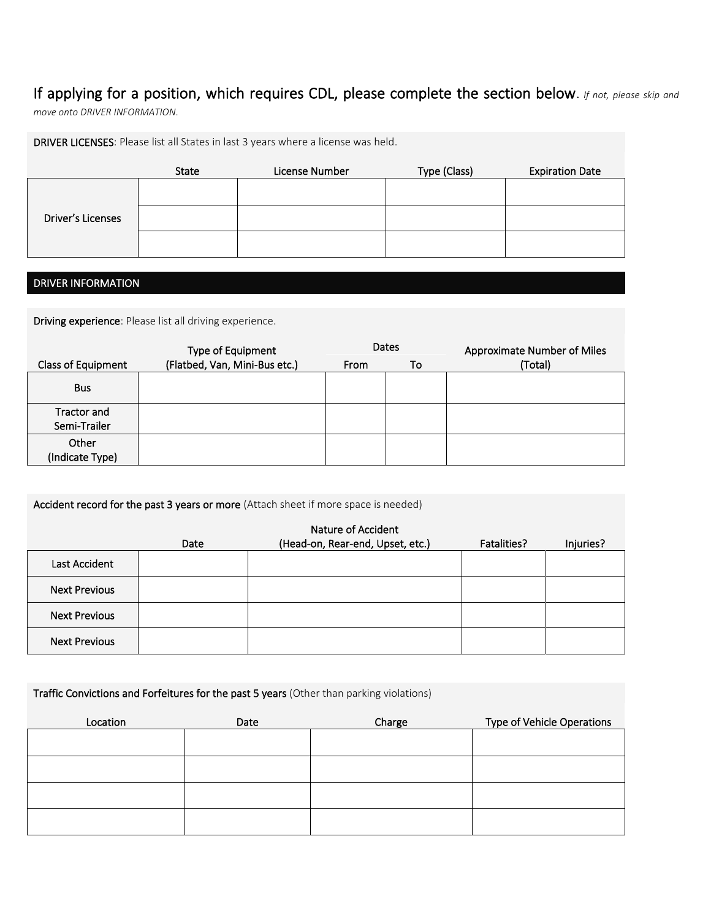If applying for a position, which requires CDL, please complete the section below. *If not, please skip and move onto DRIVER INFORMATION.*

**DRIVER LICENSES**: Please list all States in last 3 years where a license was held.

| | State | License Number | Type (Class) | Expiration Date |
|---|---|---|---|---|
| Driver's Licenses | | | | |
| | | | | |
| | | | | |

## DRIVER INFORMATION

**Driving experience**: Please list all driving experience.

| Class of Equipment | Type of Equipment (Flatbed, Van, Mini-Bus etc.) | Dates | | Approximate Number of Miles (Total) |
|---|---|---|---|---|
| | | From | To | |
| Bus | | | | |
| Tractor and Semi-Trailer | | | | |
| Other (Indicate Type) | | | | |

**Accident record for the past 3 years or more** (Attach sheet if more space is needed)

| | Date | Nature of Accident (Head-on, Rear-end, Upset, etc.) | Fatalities? | Injuries? |
|---|---|---|---|---|
| Last Accident | | | | |
| Next Previous | | | | |
| Next Previous | | | | |
| Next Previous | | | | |

**Traffic Convictions and Forfeitures for the past 5 years** (Other than parking violations)

| Location | Date | Charge | Type of Vehicle Operations |
|---|---|---|---|
| | | | |
| | | | |
| | | | |
| | | | |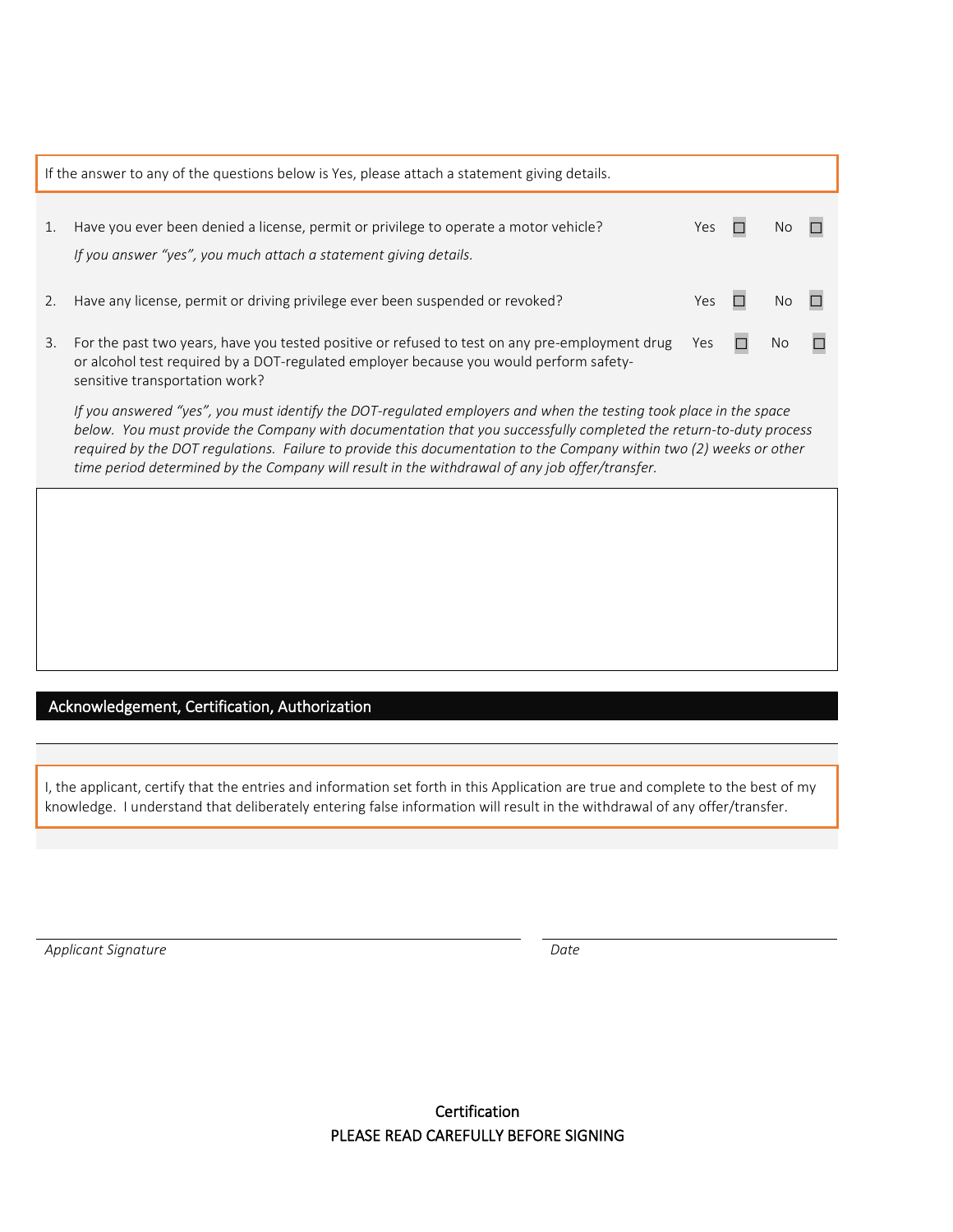If the answer to any of the questions below is Yes, please attach a statement giving details.

1. Have you ever been denied a license, permit or privilege to operate a motor vehicle? Yes ☐ No ☐

   *If you answer "yes", you much attach a statement giving details.*

2. Have any license, permit or driving privilege ever been suspended or revoked? Yes ☐ No ☐

3. For the past two years, have you tested positive or refused to test on any pre-employment drug or alcohol test required by a DOT-regulated employer because you would perform safety-sensitive transportation work? Yes ☐ No ☐

   *If you answered "yes", you must identify the DOT-regulated employers and when the testing took place in the space below. You must provide the Company with documentation that you successfully completed the return-to-duty process required by the DOT regulations. Failure to provide this documentation to the Company within two (2) weeks or other time period determined by the Company will result in the withdrawal of any job offer/transfer.*

## Acknowledgement, Certification, Authorization

I, the applicant, certify that the entries and information set forth in this Application are true and complete to the best of my knowledge. I understand that deliberately entering false information will result in the withdrawal of any offer/transfer.

| | |
|---|---|
| *Applicant Signature* | *Date* |

### Certification

PLEASE READ CAREFULLY BEFORE SIGNING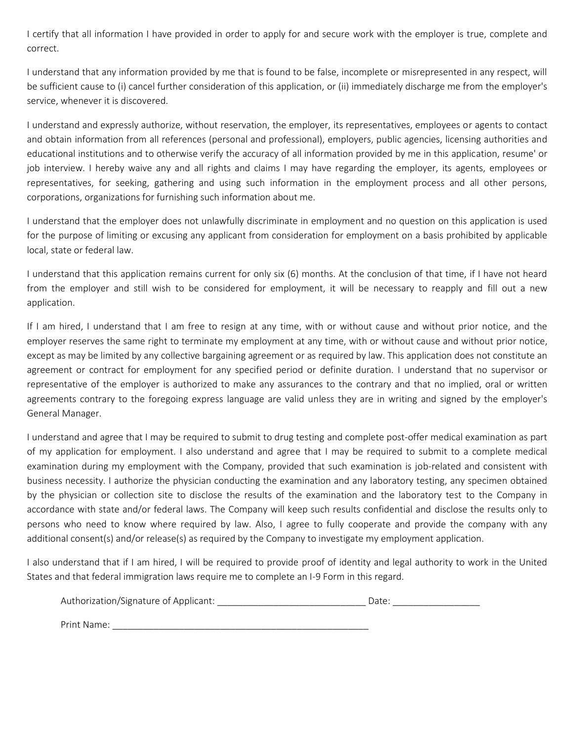I certify that all information I have provided in order to apply for and secure work with the employer is true, complete and correct.

I understand that any information provided by me that is found to be false, incomplete or misrepresented in any respect, will be sufficient cause to (i) cancel further consideration of this application, or (ii) immediately discharge me from the employer's service, whenever it is discovered.

I understand and expressly authorize, without reservation, the employer, its representatives, employees or agents to contact and obtain information from all references (personal and professional), employers, public agencies, licensing authorities and educational institutions and to otherwise verify the accuracy of all information provided by me in this application, resume' or job interview. I hereby waive any and all rights and claims I may have regarding the employer, its agents, employees or representatives, for seeking, gathering and using such information in the employment process and all other persons, corporations, organizations for furnishing such information about me.

I understand that the employer does not unlawfully discriminate in employment and no question on this application is used for the purpose of limiting or excusing any applicant from consideration for employment on a basis prohibited by applicable local, state or federal law.

I understand that this application remains current for only six (6) months. At the conclusion of that time, if I have not heard from the employer and still wish to be considered for employment, it will be necessary to reapply and fill out a new application.

If I am hired, I understand that I am free to resign at any time, with or without cause and without prior notice, and the employer reserves the same right to terminate my employment at any time, with or without cause and without prior notice, except as may be limited by any collective bargaining agreement or as required by law. This application does not constitute an agreement or contract for employment for any specified period or definite duration. I understand that no supervisor or representative of the employer is authorized to make any assurances to the contrary and that no implied, oral or written agreements contrary to the foregoing express language are valid unless they are in writing and signed by the employer's General Manager.

I understand and agree that I may be required to submit to drug testing and complete post-offer medical examination as part of my application for employment. I also understand and agree that I may be required to submit to a complete medical examination during my employment with the Company, provided that such examination is job-related and consistent with business necessity. I authorize the physician conducting the examination and any laboratory testing, any specimen obtained by the physician or collection site to disclose the results of the examination and the laboratory test to the Company in accordance with state and/or federal laws. The Company will keep such results confidential and disclose the results only to persons who need to know where required by law. Also, I agree to fully cooperate and provide the company with any additional consent(s) and/or release(s) as required by the Company to investigate my employment application.

I also understand that if I am hired, I will be required to provide proof of identity and legal authority to work in the United States and that federal immigration laws require me to complete an I-9 Form in this regard.

Authorization/Signature of Applicant: ______________________________ Date: _________________

Print Name: ____________________________________________________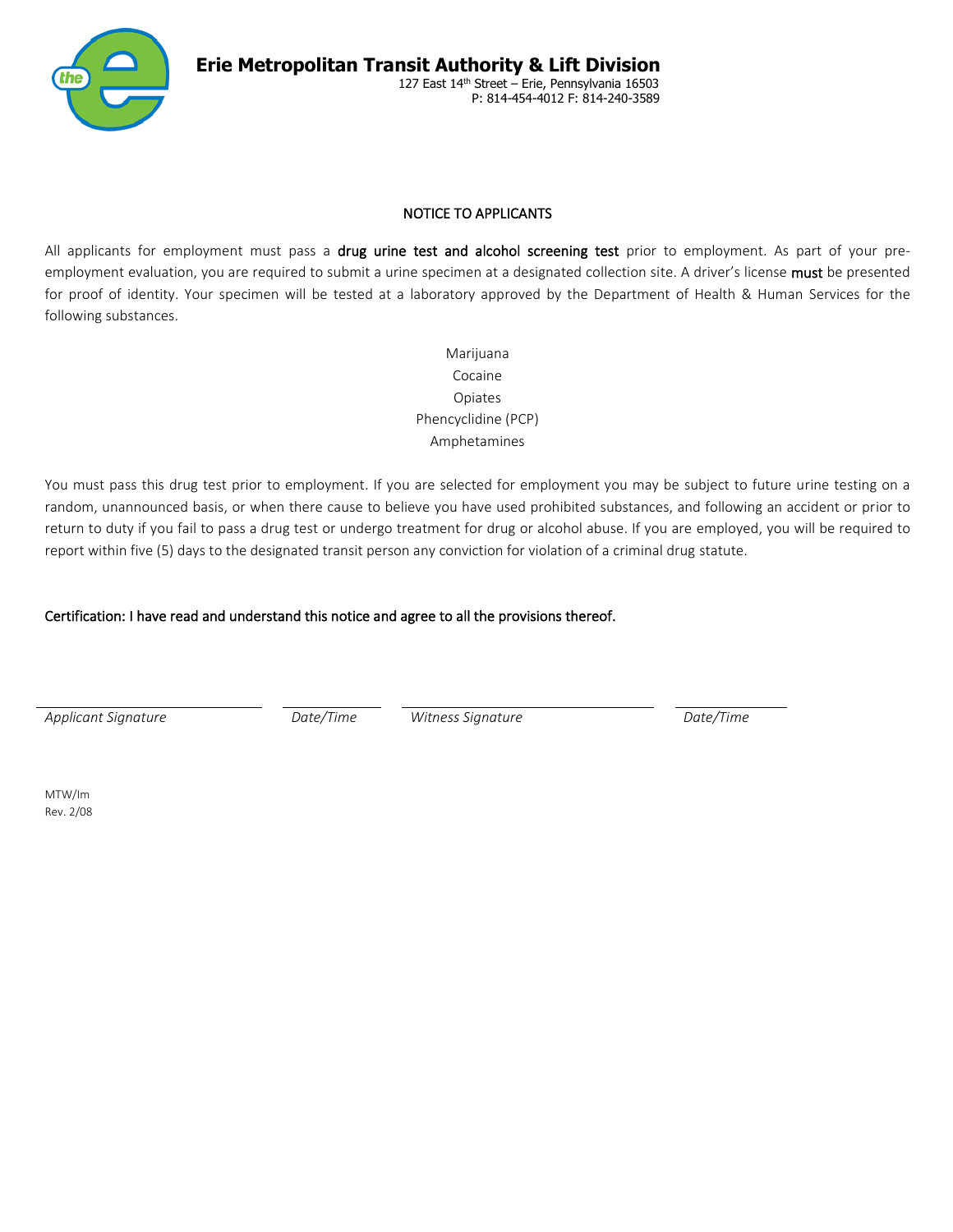# Erie Metropolitan Transit Authority & Lift Division

127 East 14th Street – Erie, Pennsylvania 16503
P: 814-454-4012 F: 814-240-3589

## NOTICE TO APPLICANTS

All applicants for employment must pass a **drug urine test and alcohol screening test** prior to employment. As part of your pre-employment evaluation, you are required to submit a urine specimen at a designated collection site. A driver's license **must** be presented for proof of identity. Your specimen will be tested at a laboratory approved by the Department of Health & Human Services for the following substances.

Marijuana
Cocaine
Opiates
Phencyclidine (PCP)
Amphetamines

You must pass this drug test prior to employment. If you are selected for employment you may be subject to future urine testing on a random, unannounced basis, or when there cause to believe you have used prohibited substances, and following an accident or prior to return to duty if you fail to pass a drug test or undergo treatment for drug or alcohol abuse. If you are employed, you will be required to report within five (5) days to the designated transit person any conviction for violation of a criminal drug statute.

**Certification: I have read and understand this notice and agree to all the provisions thereof.**

| *Applicant Signature* | *Date/Time* | *Witness Signature* | *Date/Time* |
|---|---|---|---|

MTW/lm
Rev. 2/08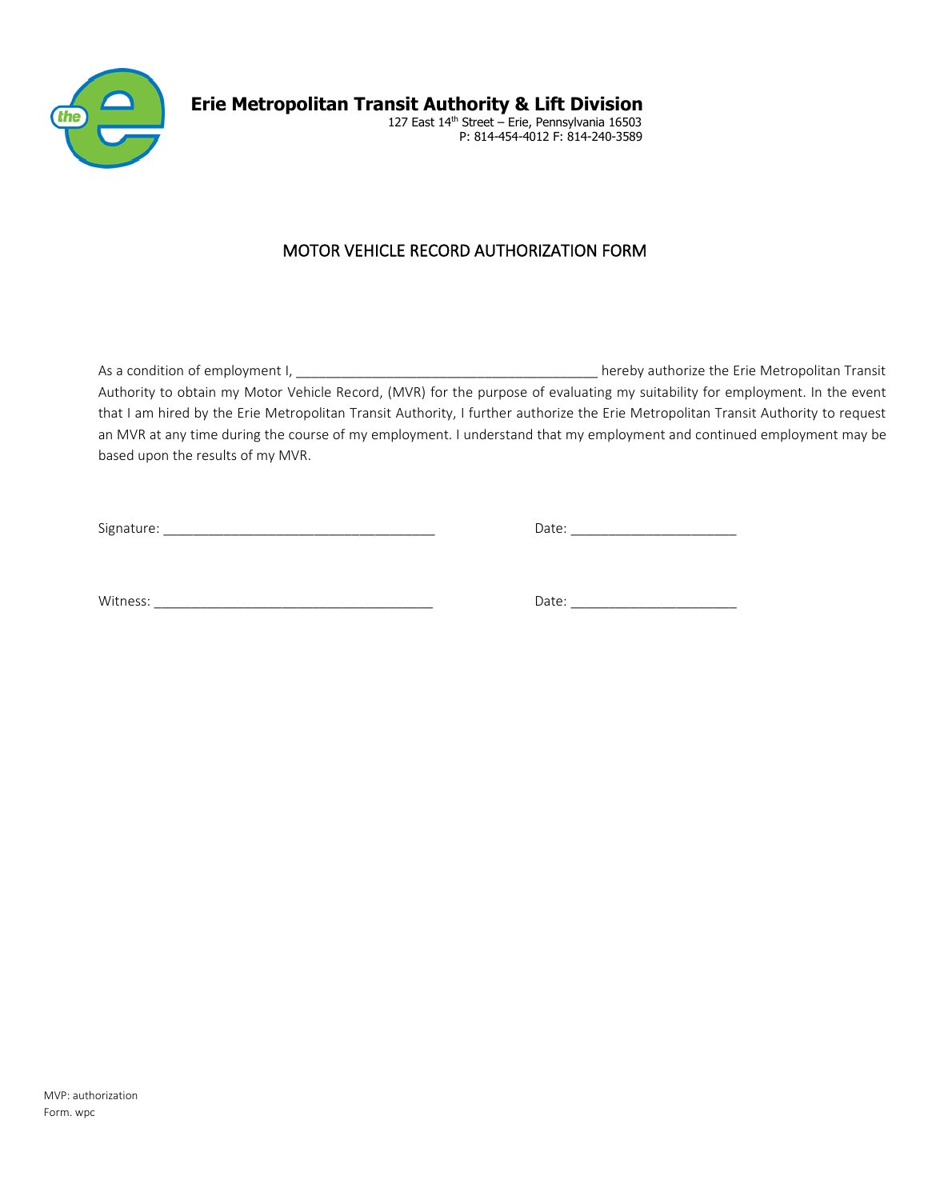**Erie Metropolitan Transit Authority & Lift Division**
127 East 14th Street – Erie, Pennsylvania 16503
P: 814-454-4012 F: 814-240-3589

# MOTOR VEHICLE RECORD AUTHORIZATION FORM

As a condition of employment I, ________________________________________ hereby authorize the Erie Metropolitan Transit Authority to obtain my Motor Vehicle Record, (MVR) for the purpose of evaluating my suitability for employment. In the event that I am hired by the Erie Metropolitan Transit Authority, I further authorize the Erie Metropolitan Transit Authority to request an MVR at any time during the course of my employment. I understand that my employment and continued employment may be based upon the results of my MVR.

Signature: ____________________________________ Date: ______________________

Witness: _____________________________________ Date: ______________________

MVP: authorization
Form. wpc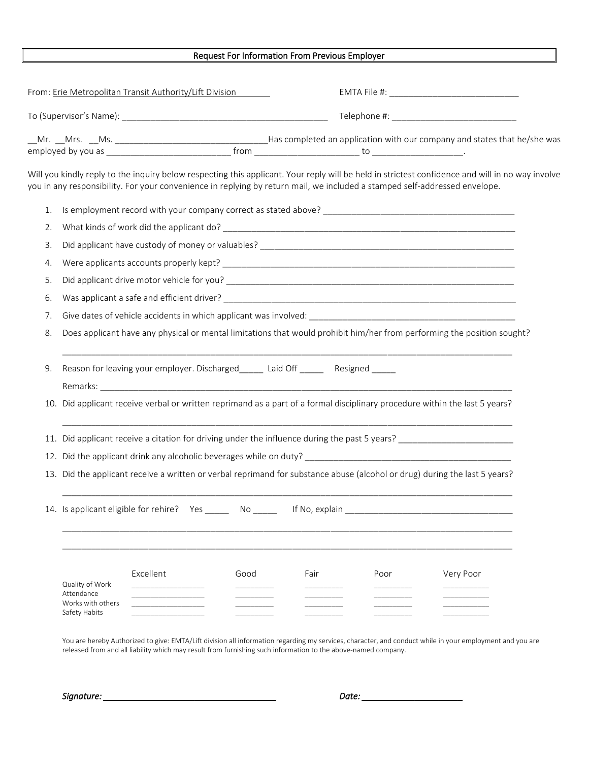# Request For Information From Previous Employer

From: Erie Metropolitan Transit Authority/Lift Division EMTA File #: ___________________________

To (Supervisor's Name): ___________________________________________ Telephone #: __________________________

__Mr. __Mrs. __Ms. _________________________________Has completed an application with our company and states that he/she was employed by you as __________________________ from _____________________ to __________________.

Will you kindly reply to the inquiry below respecting this applicant. Your reply will be held in strictest confidence and will in no way involve you in any responsibility. For your convenience in replying by return mail, we included a stamped self-addressed envelope.

1. Is employment record with your company correct as stated above? _________________________________________
2. What kinds of work did the applicant do? _______________________________________________________________
3. Did applicant have custody of money or valuables? _______________________________________________________
4. Were applicants accounts properly kept? _________________________________________________________________
5. Did applicant drive motor vehicle for you? _______________________________________________________________
6. Was applicant a safe and efficient driver? _______________________________________________________________
7. Give dates of vehicle accidents in which applicant was involved: _____________________________________________
8. Does applicant have any physical or mental limitations that would prohibit him/her from performing the position sought?

   _________________________________________________________________________________________________
9. Reason for leaving your employer. Discharged_____ Laid Off _____ Resigned _____

   Remarks: ______________________________________________________________________________________
10. Did applicant receive verbal or written reprimand as a part of a formal disciplinary procedure within the last 5 years?

    _________________________________________________________________________________________________
11. Did applicant receive a citation for driving under the influence during the past 5 years? ________________________
12. Did the applicant drink any alcoholic beverages while on duty? ____________________________________________
13. Did the applicant receive a written or verbal reprimand for substance abuse (alcohol or drug) during the last 5 years?

    _________________________________________________________________________________________________
14. Is applicant eligible for rehire? Yes _____ No _____ If No, explain ___________________________________

    _________________________________________________________________________________________________

    _________________________________________________________________________________________________

| | Excellent | Good | Fair | Poor | Very Poor |
|---|---|---|---|---|---|
| Quality of Work | | | | | |
| Attendance | | | | | |
| Works with others | | | | | |
| Safety Habits | | | | | |

You are hereby Authorized to give: EMTA/Lift division all information regarding my services, character, and conduct while in your employment and you are released from and all liability which may result from furnishing such information to the above-named company.

*Signature:* ____________________________________ *Date:* ______________________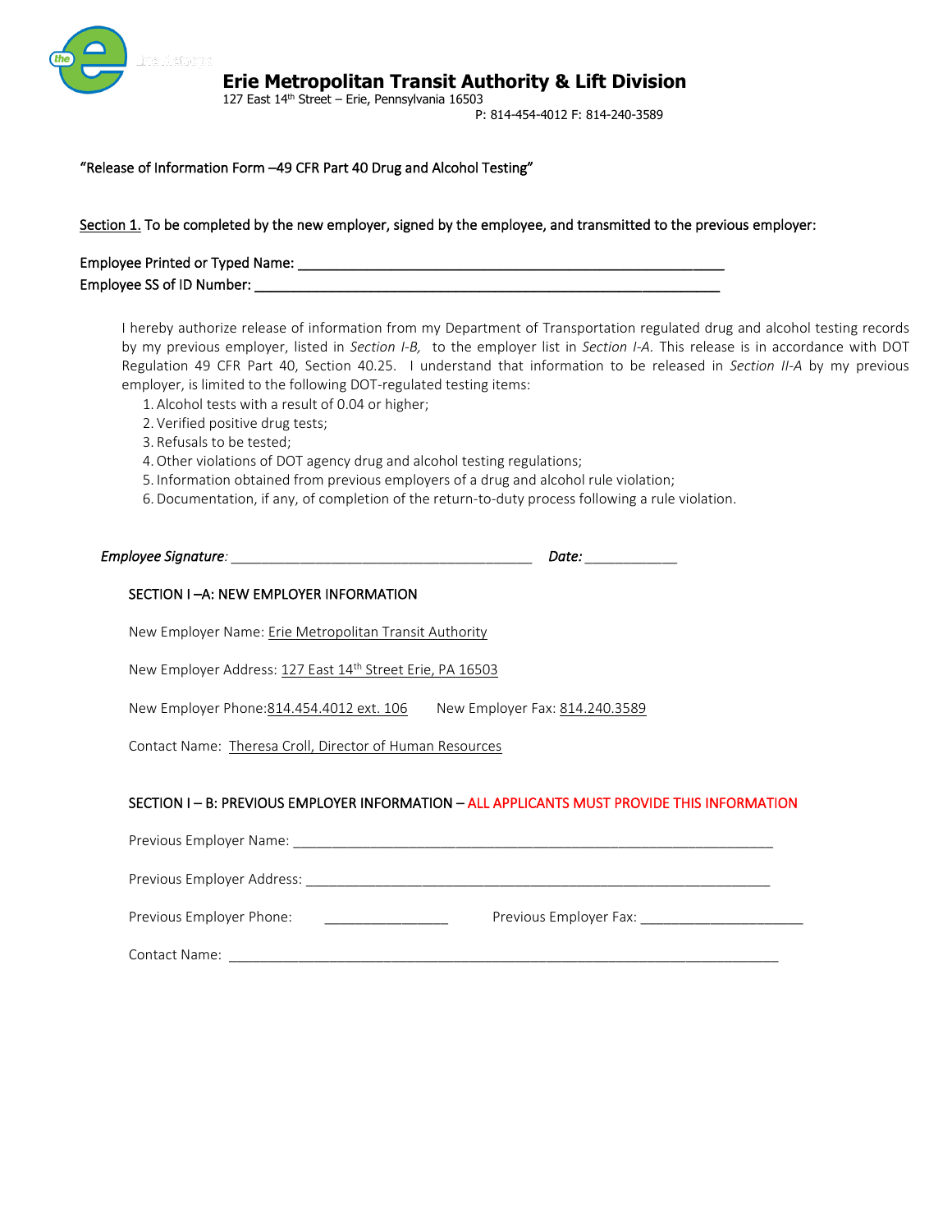# Erie Metropolitan Transit Authority & Lift Division

127 East 14th Street – Erie, Pennsylvania 16503

P: 814-454-4012 F: 814-240-3589

"Release of Information Form –49 CFR Part 40 Drug and Alcohol Testing"

Section 1. To be completed by the new employer, signed by the employee, and transmitted to the previous employer:

Employee Printed or Typed Name: ____________________________________________________

Employee SS of ID Number: ________________________________________________________

I hereby authorize release of information from my Department of Transportation regulated drug and alcohol testing records by my previous employer, listed in *Section I-B,* to the employer list in *Section I-A.* This release is in accordance with DOT Regulation 49 CFR Part 40, Section 40.25. I understand that information to be released in *Section II-A* by my previous employer, is limited to the following DOT-regulated testing items:

1. Alcohol tests with a result of 0.04 or higher;
2. Verified positive drug tests;
3. Refusals to be tested;
4. Other violations of DOT agency drug and alcohol testing regulations;
5. Information obtained from previous employers of a drug and alcohol rule violation;
6. Documentation, if any, of completion of the return-to-duty process following a rule violation.

*Employee Signature:* ______________________________________ *Date:* ____________

SECTION I –A: NEW EMPLOYER INFORMATION

New Employer Name: Erie Metropolitan Transit Authority

New Employer Address: 127 East 14th Street Erie, PA 16503

New Employer Phone: 814.454.4012 ext. 106 New Employer Fax: 814.240.3589

Contact Name: Theresa Croll, Director of Human Resources

SECTION I – B: PREVIOUS EMPLOYER INFORMATION – ALL APPLICANTS MUST PROVIDE THIS INFORMATION

Previous Employer Name: ____________________________________________________________

Previous Employer Address: __________________________________________________________

Previous Employer Phone: ________________ Previous Employer Fax: ______________________

Contact Name: _____________________________________________________________________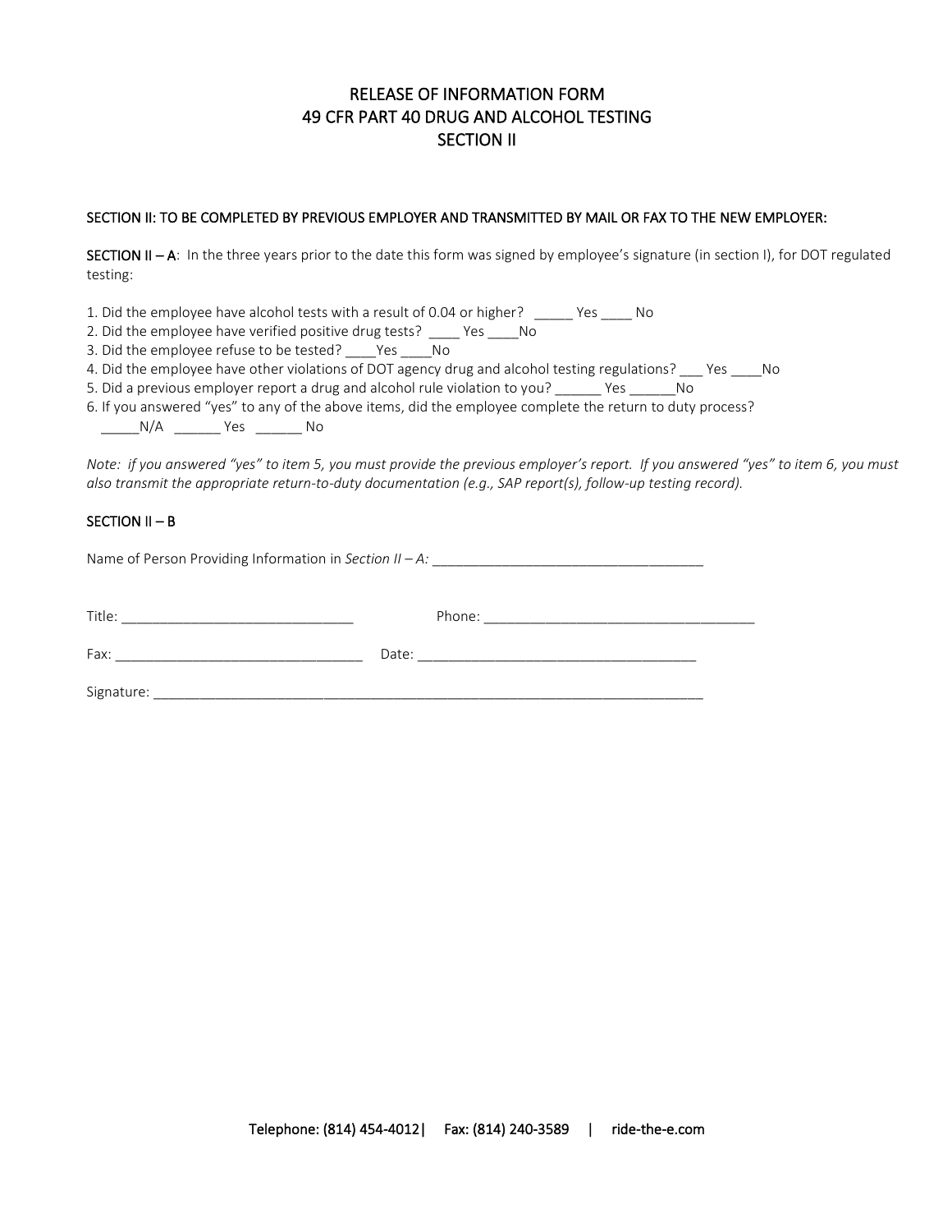# RELEASE OF INFORMATION FORM
# 49 CFR PART 40 DRUG AND ALCOHOL TESTING
# SECTION II

**SECTION II: TO BE COMPLETED BY PREVIOUS EMPLOYER AND TRANSMITTED BY MAIL OR FAX TO THE NEW EMPLOYER:**

**SECTION II – A**: In the three years prior to the date this form was signed by employee's signature (in section I), for DOT regulated testing:

1. Did the employee have alcohol tests with a result of 0.04 or higher? _____ Yes ____ No
2. Did the employee have verified positive drug tests? ____ Yes ____No
3. Did the employee refuse to be tested? ____Yes ____No
4. Did the employee have other violations of DOT agency drug and alcohol testing regulations? ___ Yes ____No
5. Did a previous employer report a drug and alcohol rule violation to you? ______ Yes ______No
6. If you answered "yes" to any of the above items, did the employee complete the return to duty process?
   _____N/A ______ Yes ______ No

*Note: if you answered "yes" to item 5, you must provide the previous employer's report. If you answered "yes" to item 6, you must also transmit the appropriate return-to-duty documentation (e.g., SAP report(s), follow-up testing record).*

**SECTION II – B**

Name of Person Providing Information in *Section II – A:* ___________________________________

Title: ______________________________ Phone: ___________________________________

Fax: ________________________________ Date: ____________________________________

Signature: _________________________________________________________________________

Telephone: (814) 454-4012| Fax: (814) 240-3589 | ride-the-e.com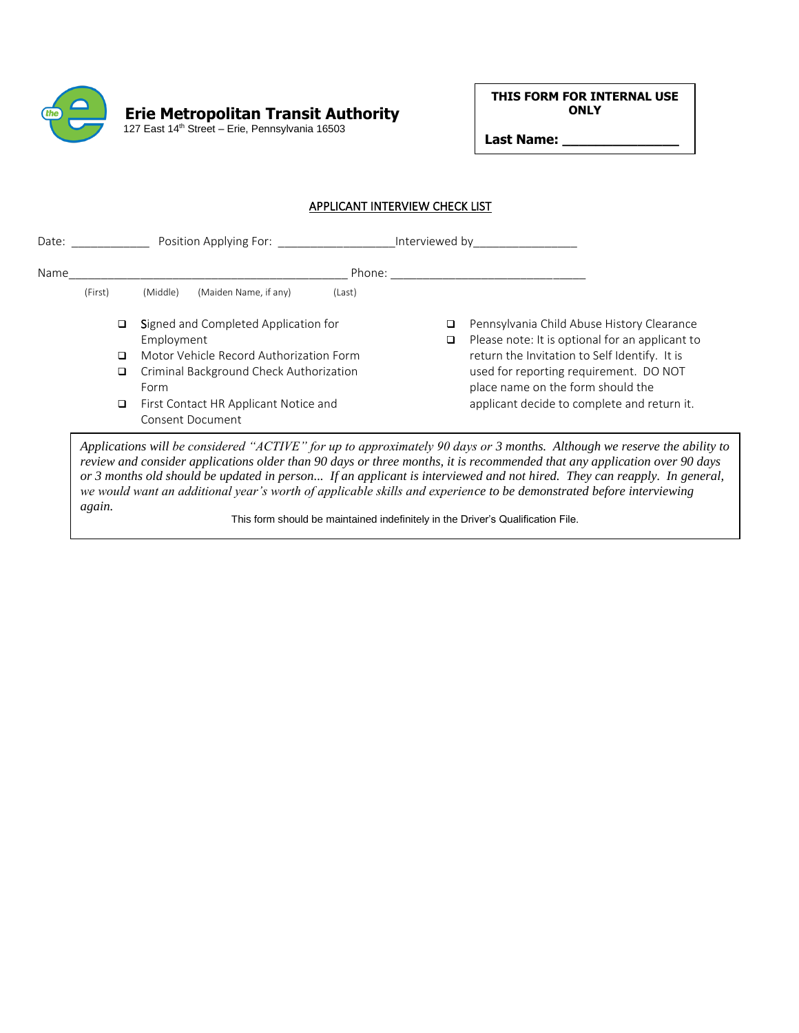**Erie Metropolitan Transit Authority**
127 East 14th Street – Erie, Pennsylvania 16503

**THIS FORM FOR INTERNAL USE ONLY**

**Last Name: _______________**

## APPLICANT INTERVIEW CHECK LIST

Date: ____________ Position Applying For: __________________Interviewed by________________

Name______________________________________________ Phone: ______________________________
(First) (Middle) (Maiden Name, if any) (Last)

- ❑ Signed and Completed Application for Employment
- ❑ Motor Vehicle Record Authorization Form
- ❑ Criminal Background Check Authorization Form
- ❑ First Contact HR Applicant Notice and Consent Document
- ❑ Pennsylvania Child Abuse History Clearance
- ❑ Please note: It is optional for an applicant to return the Invitation to Self Identify. It is used for reporting requirement. DO NOT place name on the form should the applicant decide to complete and return it.

*Applications will be considered "ACTIVE" for up to approximately 90 days or 3 months. Although we reserve the ability to review and consider applications older than 90 days or three months, it is recommended that any application over 90 days or 3 months old should be updated in person... If an applicant is interviewed and not hired. They can reapply. In general, we would want an additional year's worth of applicable skills and experience to be demonstrated before interviewing again.*

This form should be maintained indefinitely in the Driver's Qualification File.